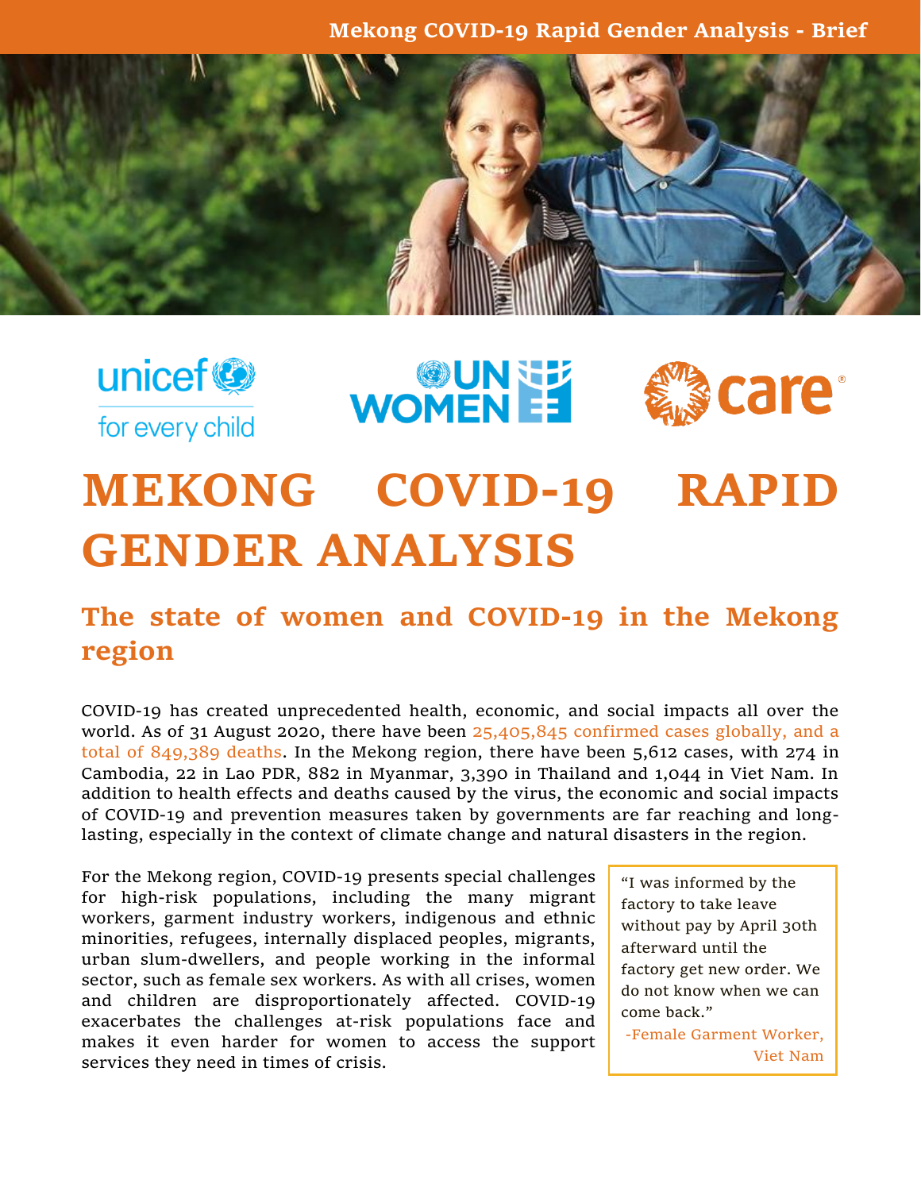# MEKONG COVID-19 RAPID GENDER ANALYSIS

## The state of women and COVID-19 in the Mekong region

COVID-19 has created unprecedented health, economic, and social impacts all over the world. As of 31 August 2020, there have been 25,405,845 confirmed cases globally, and a total of 849,389 deaths. In the Mekong region, there have been 5,612 cases, with 274 in Cambodia, 22 in Lao PDR, 882 in Myanmar, 3,390 in Thailand and 1,044 in Viet Nam. In addition to health effects and deaths caused by the virus, the economic and social impacts of COVID-19 and prevention measures taken by governments are far reaching and long-lasting, especially in the context of climate change and natural disasters in the region.

For the Mekong region, COVID-19 presents special challenges for high-risk populations, including the many migrant workers, garment industry workers, indigenous and ethnic minorities, refugees, internally displaced peoples, migrants, urban slum-dwellers, and people working in the informal sector, such as female sex workers. As with all crises, women and children are disproportionately affected. COVID-19 exacerbates the challenges at-risk populations face and makes it even harder for women to access the support services they need in times of crisis.

> "I was informed by the factory to take leave without pay by April 30th afterward until the factory get new order. We do not know when we can come back."
>
> -Female Garment Worker, Viet Nam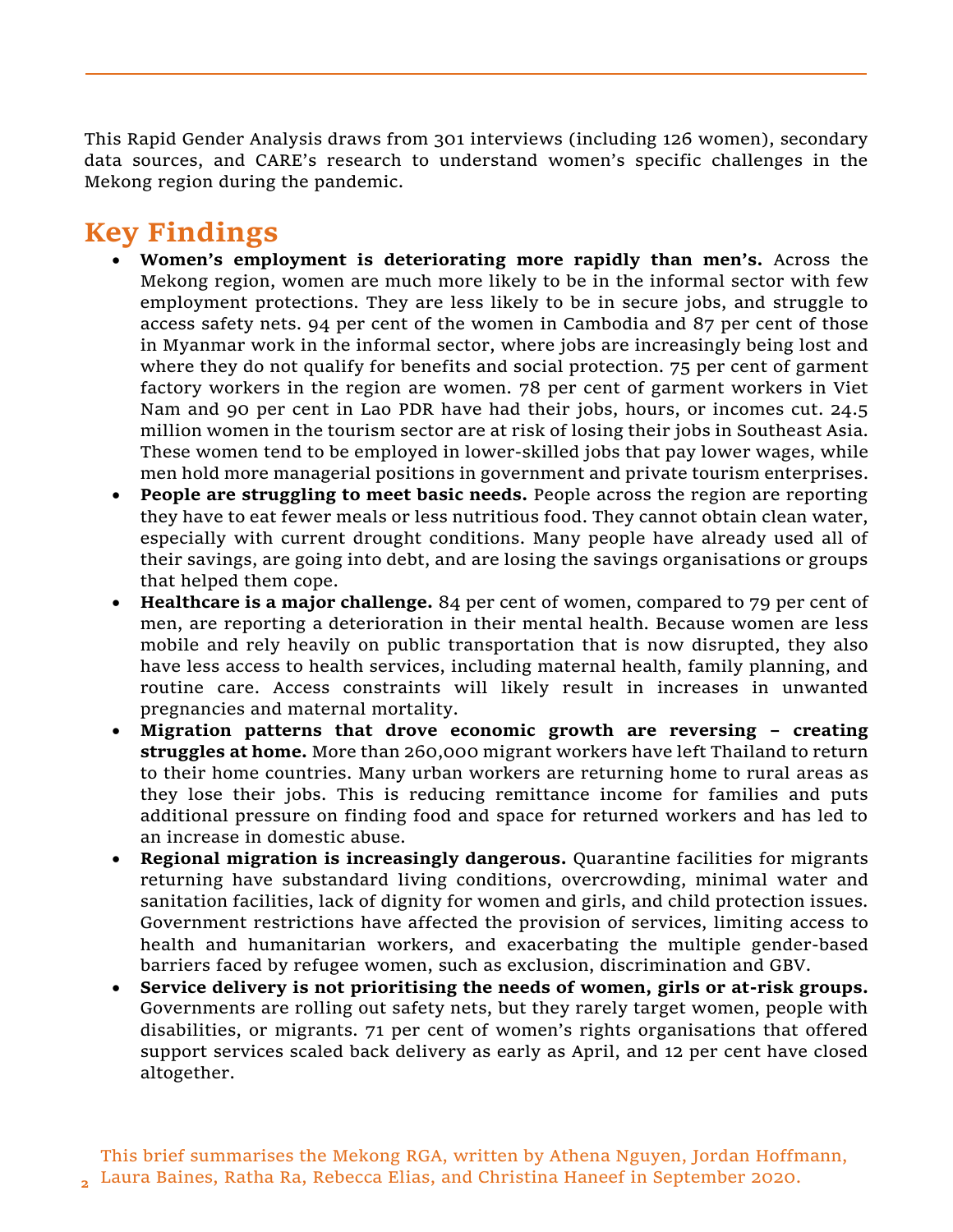This Rapid Gender Analysis draws from 301 interviews (including 126 women), secondary data sources, and CARE's research to understand women's specific challenges in the Mekong region during the pandemic.

## Key Findings

- **Women's employment is deteriorating more rapidly than men's.** Across the Mekong region, women are much more likely to be in the informal sector with few employment protections. They are less likely to be in secure jobs, and struggle to access safety nets. 94 per cent of the women in Cambodia and 87 per cent of those in Myanmar work in the informal sector, where jobs are increasingly being lost and where they do not qualify for benefits and social protection. 75 per cent of garment factory workers in the region are women. 78 per cent of garment workers in Viet Nam and 90 per cent in Lao PDR have had their jobs, hours, or incomes cut. 24.5 million women in the tourism sector are at risk of losing their jobs in Southeast Asia. These women tend to be employed in lower-skilled jobs that pay lower wages, while men hold more managerial positions in government and private tourism enterprises.
- **People are struggling to meet basic needs.** People across the region are reporting they have to eat fewer meals or less nutritious food. They cannot obtain clean water, especially with current drought conditions. Many people have already used all of their savings, are going into debt, and are losing the savings organisations or groups that helped them cope.
- **Healthcare is a major challenge.** 84 per cent of women, compared to 79 per cent of men, are reporting a deterioration in their mental health. Because women are less mobile and rely heavily on public transportation that is now disrupted, they also have less access to health services, including maternal health, family planning, and routine care. Access constraints will likely result in increases in unwanted pregnancies and maternal mortality.
- **Migration patterns that drove economic growth are reversing – creating struggles at home.** More than 260,000 migrant workers have left Thailand to return to their home countries. Many urban workers are returning home to rural areas as they lose their jobs. This is reducing remittance income for families and puts additional pressure on finding food and space for returned workers and has led to an increase in domestic abuse.
- **Regional migration is increasingly dangerous.** Quarantine facilities for migrants returning have substandard living conditions, overcrowding, minimal water and sanitation facilities, lack of dignity for women and girls, and child protection issues. Government restrictions have affected the provision of services, limiting access to health and humanitarian workers, and exacerbating the multiple gender-based barriers faced by refugee women, such as exclusion, discrimination and GBV.
- **Service delivery is not prioritising the needs of women, girls or at-risk groups.** Governments are rolling out safety nets, but they rarely target women, people with disabilities, or migrants. 71 per cent of women's rights organisations that offered support services scaled back delivery as early as April, and 12 per cent have closed altogether.

This brief summarises the Mekong RGA, written by Athena Nguyen, Jordan Hoffmann, Laura Baines, Ratha Ra, Rebecca Elias, and Christina Haneef in September 2020.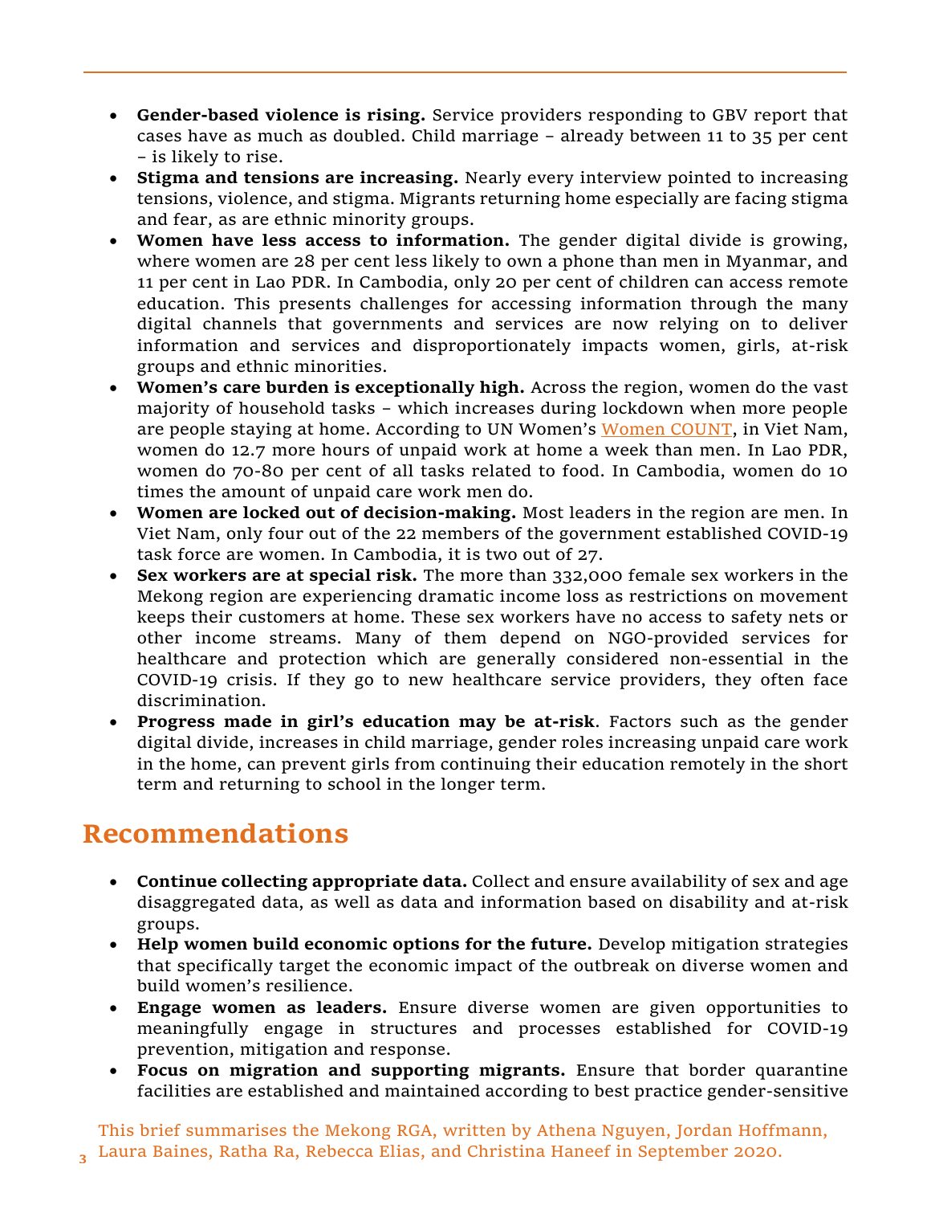- **Gender-based violence is rising.** Service providers responding to GBV report that cases have as much as doubled. Child marriage – already between 11 to 35 per cent – is likely to rise.
- **Stigma and tensions are increasing.** Nearly every interview pointed to increasing tensions, violence, and stigma. Migrants returning home especially are facing stigma and fear, as are ethnic minority groups.
- **Women have less access to information.** The gender digital divide is growing, where women are 28 per cent less likely to own a phone than men in Myanmar, and 11 per cent in Lao PDR. In Cambodia, only 20 per cent of children can access remote education. This presents challenges for accessing information through the many digital channels that governments and services are now relying on to deliver information and services and disproportionately impacts women, girls, at-risk groups and ethnic minorities.
- **Women's care burden is exceptionally high.** Across the region, women do the vast majority of household tasks – which increases during lockdown when more people are people staying at home. According to UN Women's Women COUNT, in Viet Nam, women do 12.7 more hours of unpaid work at home a week than men. In Lao PDR, women do 70-80 per cent of all tasks related to food. In Cambodia, women do 10 times the amount of unpaid care work men do.
- **Women are locked out of decision-making.** Most leaders in the region are men. In Viet Nam, only four out of the 22 members of the government established COVID-19 task force are women. In Cambodia, it is two out of 27.
- **Sex workers are at special risk.** The more than 332,000 female sex workers in the Mekong region are experiencing dramatic income loss as restrictions on movement keeps their customers at home. These sex workers have no access to safety nets or other income streams. Many of them depend on NGO-provided services for healthcare and protection which are generally considered non-essential in the COVID-19 crisis. If they go to new healthcare service providers, they often face discrimination.
- **Progress made in girl's education may be at-risk**. Factors such as the gender digital divide, increases in child marriage, gender roles increasing unpaid care work in the home, can prevent girls from continuing their education remotely in the short term and returning to school in the longer term.

## Recommendations

- **Continue collecting appropriate data.** Collect and ensure availability of sex and age disaggregated data, as well as data and information based on disability and at-risk groups.
- **Help women build economic options for the future.** Develop mitigation strategies that specifically target the economic impact of the outbreak on diverse women and build women's resilience.
- **Engage women as leaders.** Ensure diverse women are given opportunities to meaningfully engage in structures and processes established for COVID-19 prevention, mitigation and response.
- **Focus on migration and supporting migrants.** Ensure that border quarantine facilities are established and maintained according to best practice gender-sensitive

This brief summarises the Mekong RGA, written by Athena Nguyen, Jordan Hoffmann, Laura Baines, Ratha Ra, Rebecca Elias, and Christina Haneef in September 2020.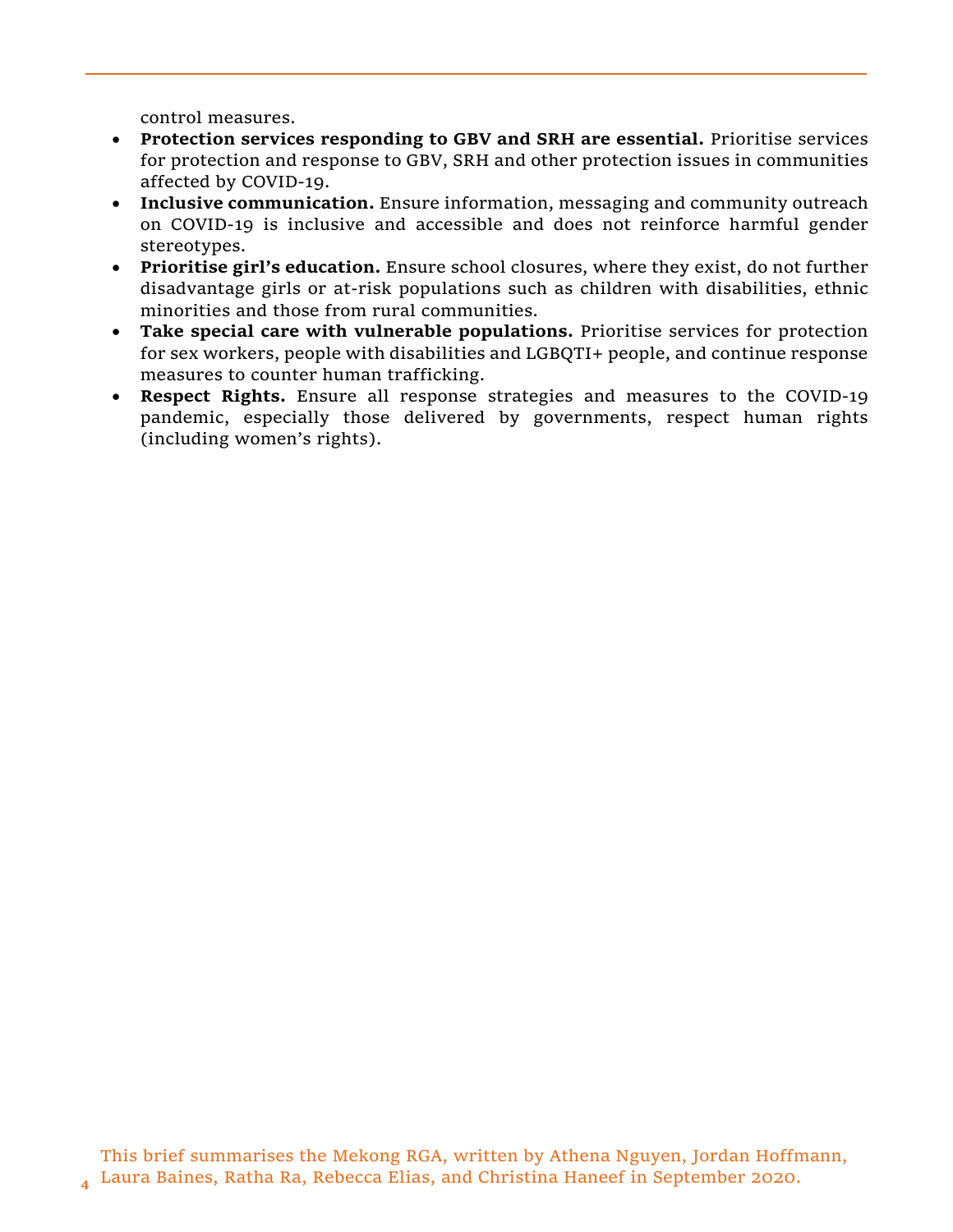control measures.

- **Protection services responding to GBV and SRH are essential.** Prioritise services for protection and response to GBV, SRH and other protection issues in communities affected by COVID-19.
- **Inclusive communication.** Ensure information, messaging and community outreach on COVID-19 is inclusive and accessible and does not reinforce harmful gender stereotypes.
- **Prioritise girl's education.** Ensure school closures, where they exist, do not further disadvantage girls or at-risk populations such as children with disabilities, ethnic minorities and those from rural communities.
- **Take special care with vulnerable populations.** Prioritise services for protection for sex workers, people with disabilities and LGBQTI+ people, and continue response measures to counter human trafficking.
- **Respect Rights.** Ensure all response strategies and measures to the COVID-19 pandemic, especially those delivered by governments, respect human rights (including women's rights).

This brief summarises the Mekong RGA, written by Athena Nguyen, Jordan Hoffmann, Laura Baines, Ratha Ra, Rebecca Elias, and Christina Haneef in September 2020.